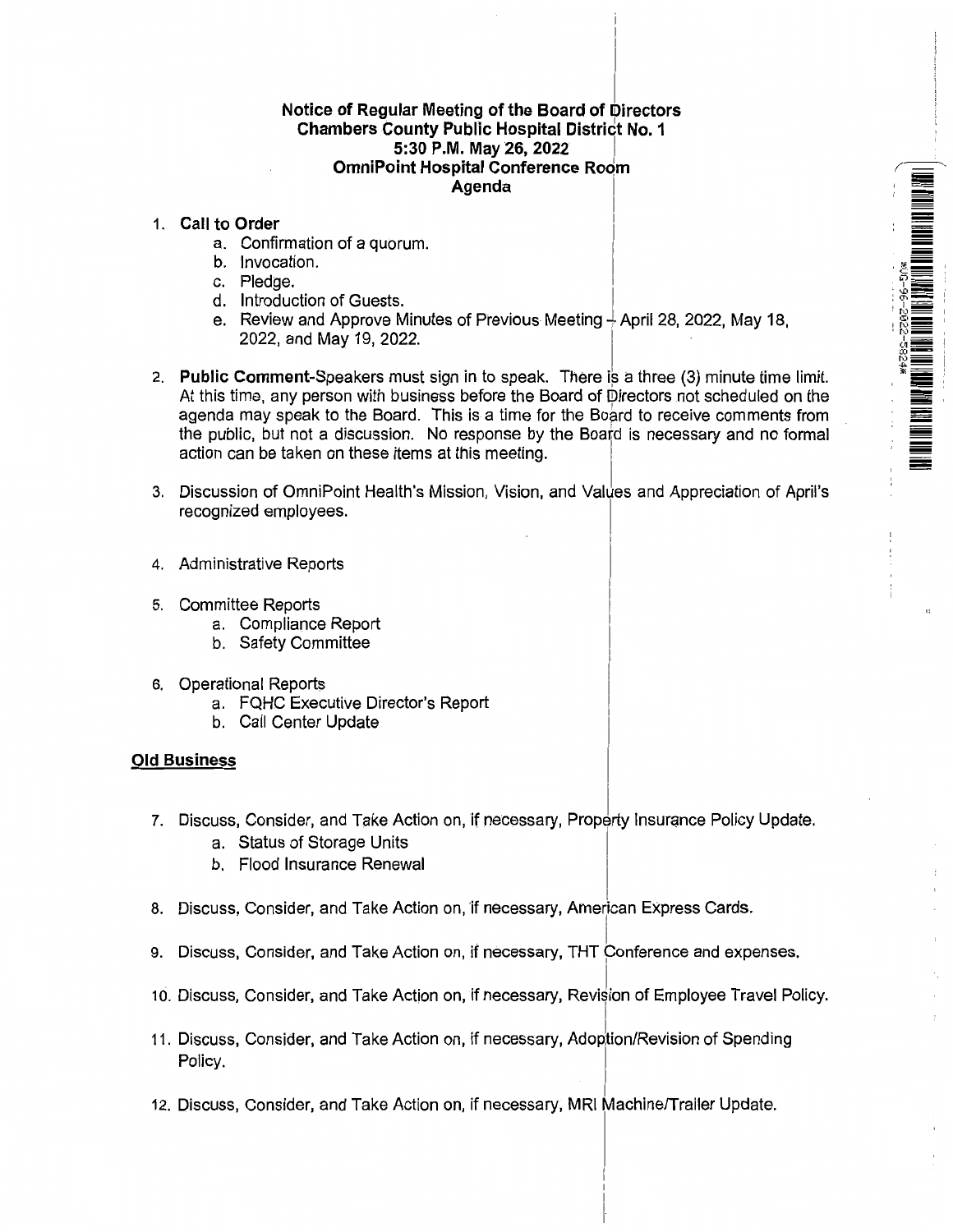**Notice of Regular Meeting of the Board of Directors**
**Chambers County Public Hospital District No. 1**
**5:30 P.M. May 26, 2022**
**OmniPoint Hospital Conference Room**
**Agenda**

1. **Call to Order**
    a. Confirmation of a quorum.
    b. Invocation.
    c. Pledge.
    d. Introduction of Guests.
    e. Review and Approve Minutes of Previous Meeting – April 28, 2022, May 18, 2022, and May 19, 2022.

2. **Public Comment**-Speakers must sign in to speak. There is a three (3) minute time limit. At this time, any person with business before the Board of Directors not scheduled on the agenda may speak to the Board. This is a time for the Board to receive comments from the public, but not a discussion. No response by the Board is necessary and no formal action can be taken on these items at this meeting.

3. Discussion of OmniPoint Health's Mission, Vision, and Values and Appreciation of April's recognized employees.

4. Administrative Reports

5. Committee Reports
    a. Compliance Report
    b. Safety Committee

6. Operational Reports
    a. FQHC Executive Director's Report
    b. Call Center Update

**Old Business**

7. Discuss, Consider, and Take Action on, if necessary, Property Insurance Policy Update.
    a. Status of Storage Units
    b. Flood Insurance Renewal

8. Discuss, Consider, and Take Action on, if necessary, American Express Cards.

9. Discuss, Consider, and Take Action on, if necessary, THT Conference and expenses.

10. Discuss, Consider, and Take Action on, if necessary, Revision of Employee Travel Policy.

11. Discuss, Consider, and Take Action on, if necessary, Adoption/Revision of Spending Policy.

12. Discuss, Consider, and Take Action on, if necessary, MRI Machine/Trailer Update.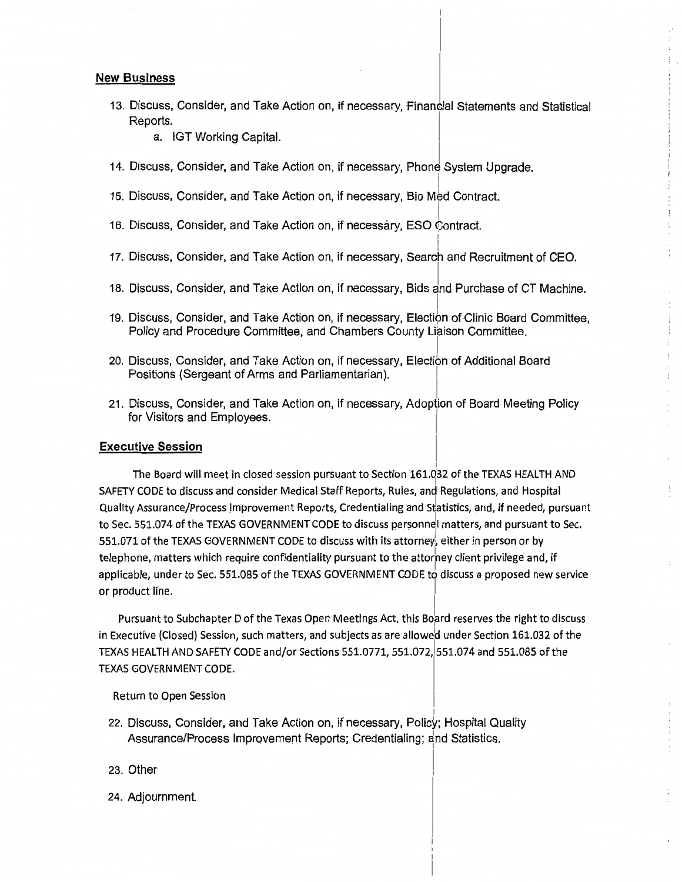## New Business

13. Discuss, Consider, and Take Action on, if necessary, Financial Statements and Statistical Reports.
    a. IGT Working Capital.

14. Discuss, Consider, and Take Action on, if necessary, Phone System Upgrade.

15. Discuss, Consider, and Take Action on, if necessary, Bio Med Contract.

16. Discuss, Consider, and Take Action on, if necessary, ESO Contract.

17. Discuss, Consider, and Take Action on, if necessary, Search and Recruitment of CEO.

18. Discuss, Consider, and Take Action on, if necessary, Bids and Purchase of CT Machine.

19. Discuss, Consider, and Take Action on, if necessary, Election of Clinic Board Committee, Policy and Procedure Committee, and Chambers County Liaison Committee.

20. Discuss, Consider, and Take Action on, if necessary, Election of Additional Board Positions (Sergeant of Arms and Parliamentarian).

21. Discuss, Consider, and Take Action on, if necessary, Adoption of Board Meeting Policy for Visitors and Employees.

## Executive Session

The Board will meet in closed session pursuant to Section 161.032 of the TEXAS HEALTH AND SAFETY CODE to discuss and consider Medical Staff Reports, Rules, and Regulations, and Hospital Quality Assurance/Process Improvement Reports, Credentialing and Statistics, and, if needed, pursuant to Sec. 551.074 of the TEXAS GOVERNMENT CODE to discuss personnel matters, and pursuant to Sec. 551.071 of the TEXAS GOVERNMENT CODE to discuss with its attorney, either in person or by telephone, matters which require confidentiality pursuant to the attorney client privilege and, if applicable, under to Sec. 551.085 of the TEXAS GOVERNMENT CODE to discuss a proposed new service or product line.

Pursuant to Subchapter D of the Texas Open Meetings Act, this Board reserves the right to discuss in Executive (Closed) Session, such matters, and subjects as are allowed under Section 161.032 of the TEXAS HEALTH AND SAFETY CODE and/or Sections 551.0771, 551.072, 551.074 and 551.085 of the TEXAS GOVERNMENT CODE.

Return to Open Session

22. Discuss, Consider, and Take Action on, if necessary, Policy; Hospital Quality Assurance/Process Improvement Reports; Credentialing; and Statistics.

23. Other

24. Adjournment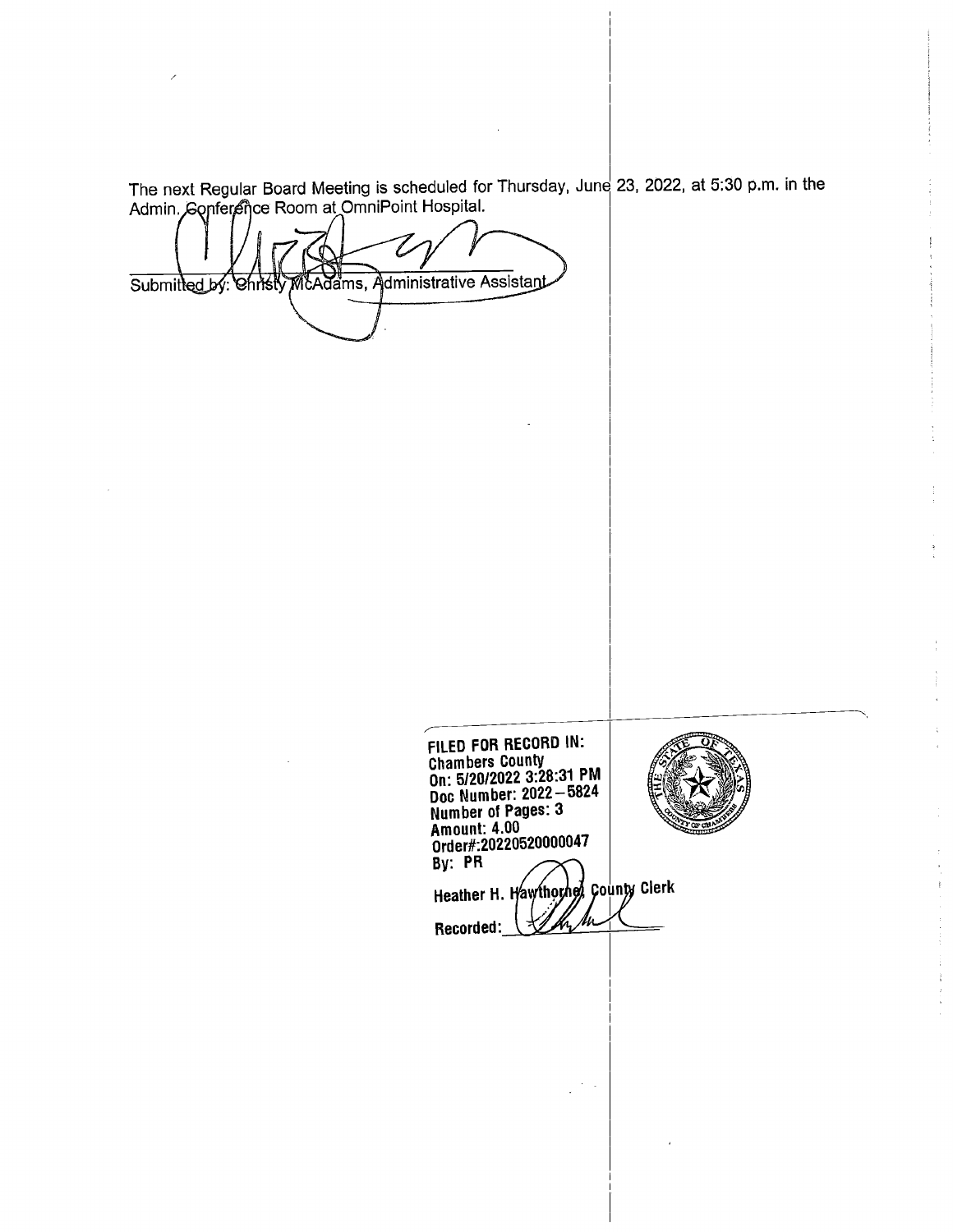The next Regular Board Meeting is scheduled for Thursday, June 23, 2022, at 5:30 p.m. in the Admin. Conference Room at OmniPoint Hospital.

Submitted by: Christy McAdams, Administrative Assistant

**FILED FOR RECORD IN:**
**Chambers County**
**On: 5/20/2022 3:28:31 PM**
**Doc Number: 2022 – 5824**
**Number of Pages: 3**
**Amount: 4.00**
**Order#:20220520000047**
**By: PR**

**Heather H. Hawthorne, County Clerk**

**Recorded:**